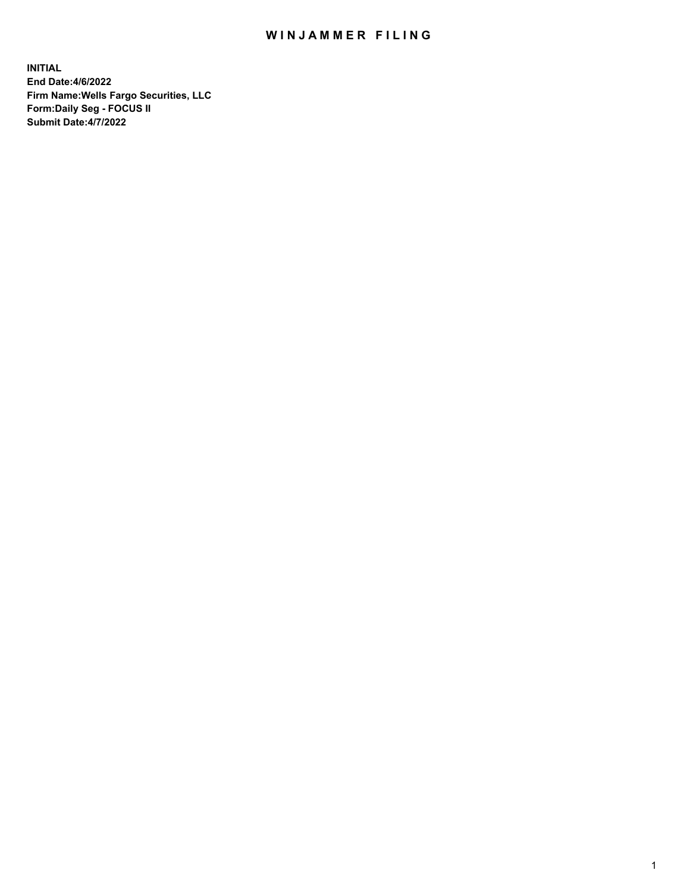# WINJAMMER FILING

**INITIAL**
**End Date:4/6/2022**
**Firm Name:Wells Fargo Securities, LLC**
**Form:Daily Seg - FOCUS II**
**Submit Date:4/7/2022**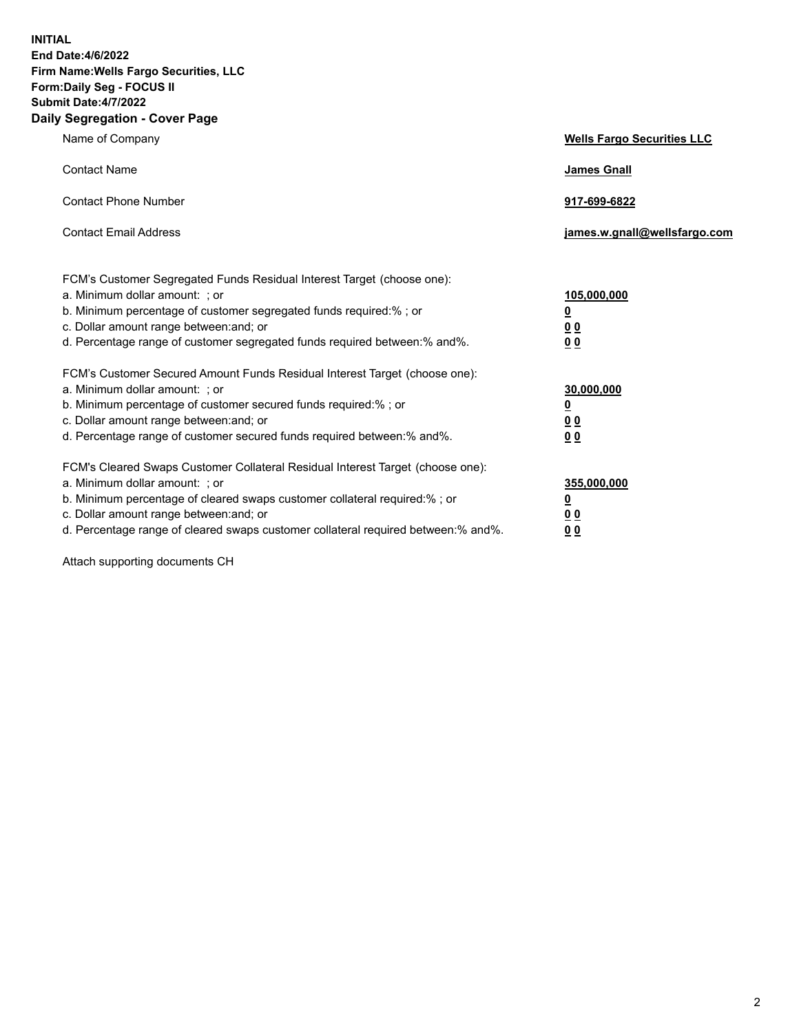**INITIAL**
**End Date:4/6/2022**
**Firm Name:Wells Fargo Securities, LLC**
**Form:Daily Seg - FOCUS II**
**Submit Date:4/7/2022**

## Daily Segregation - Cover Page

| | |
|---|---|
| Name of Company | **Wells Fargo Securities LLC** |
| Contact Name | **James Gnall** |
| Contact Phone Number | **917-699-6822** |
| Contact Email Address | **james.w.gnall@wellsfargo.com** |

| | |
|---|---|
| FCM's Customer Segregated Funds Residual Interest Target (choose one): | |
| a. Minimum dollar amount: ; or | **105,000,000** |
| b. Minimum percentage of customer segregated funds required:% ; or | **0** |
| c. Dollar amount range between:and; or | **0 0** |
| d. Percentage range of customer segregated funds required between:% and%. | **0 0** |
| FCM's Customer Secured Amount Funds Residual Interest Target (choose one): | |
| a. Minimum dollar amount: ; or | **30,000,000** |
| b. Minimum percentage of customer secured funds required:% ; or | **0** |
| c. Dollar amount range between:and; or | **0 0** |
| d. Percentage range of customer secured funds required between:% and%. | **0 0** |
| FCM's Cleared Swaps Customer Collateral Residual Interest Target (choose one): | |
| a. Minimum dollar amount: ; or | **355,000,000** |
| b. Minimum percentage of cleared swaps customer collateral required:% ; or | **0** |
| c. Dollar amount range between:and; or | **0 0** |
| d. Percentage range of cleared swaps customer collateral required between:% and%. | **0 0** |

Attach supporting documents CH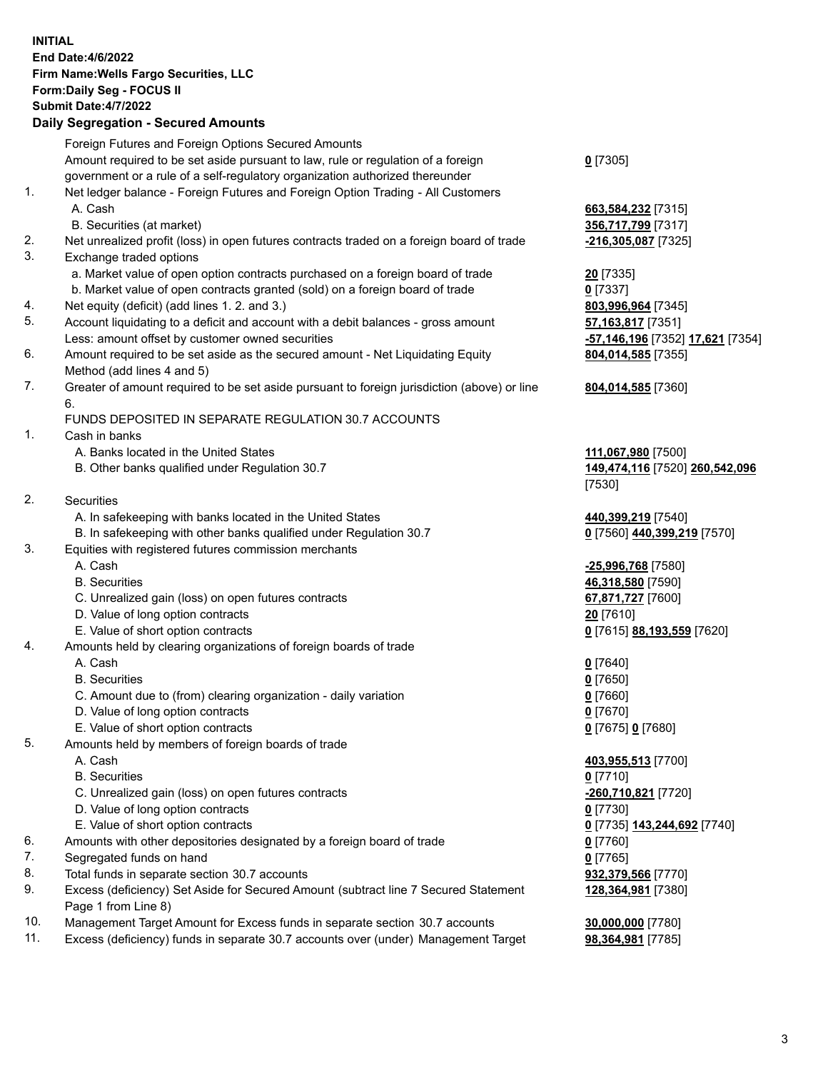**INITIAL**
**End Date:4/6/2022**
**Firm Name:Wells Fargo Securities, LLC**
**Form:Daily Seg - FOCUS II**
**Submit Date:4/7/2022**

## Daily Segregation - Secured Amounts

| | | |
|---|---|---|
| | Foreign Futures and Foreign Options Secured Amounts | |
| | Amount required to be set aside pursuant to law, rule or regulation of a foreign government or a rule of a self-regulatory organization authorized thereunder | **0** [7305] |
| 1. | Net ledger balance - Foreign Futures and Foreign Option Trading - All Customers | |
| | A. Cash | **663,584,232** [7315] |
| | B. Securities (at market) | **356,717,799** [7317] |
| 2. | Net unrealized profit (loss) in open futures contracts traded on a foreign board of trade | **-216,305,087** [7325] |
| 3. | Exchange traded options | |
| | a. Market value of open option contracts purchased on a foreign board of trade | **20** [7335] |
| | b. Market value of open contracts granted (sold) on a foreign board of trade | **0** [7337] |
| 4. | Net equity (deficit) (add lines 1. 2. and 3.) | **803,996,964** [7345] |
| 5. | Account liquidating to a deficit and account with a debit balances - gross amount | **57,163,817** [7351] |
| | Less: amount offset by customer owned securities | **-57,146,196** [7352] **17,621** [7354] |
| 6. | Amount required to be set aside as the secured amount - Net Liquidating Equity Method (add lines 4 and 5) | **804,014,585** [7355] |
| 7. | Greater of amount required to be set aside pursuant to foreign jurisdiction (above) or line 6. | **804,014,585** [7360] |
| | FUNDS DEPOSITED IN SEPARATE REGULATION 30.7 ACCOUNTS | |
| 1. | Cash in banks | |
| | A. Banks located in the United States | **111,067,980** [7500] |
| | B. Other banks qualified under Regulation 30.7 | **149,474,116** [7520] **260,542,096** [7530] |
| 2. | Securities | |
| | A. In safekeeping with banks located in the United States | **440,399,219** [7540] |
| | B. In safekeeping with other banks qualified under Regulation 30.7 | **0** [7560] **440,399,219** [7570] |
| 3. | Equities with registered futures commission merchants | |
| | A. Cash | **-25,996,768** [7580] |
| | B. Securities | **46,318,580** [7590] |
| | C. Unrealized gain (loss) on open futures contracts | **67,871,727** [7600] |
| | D. Value of long option contracts | **20** [7610] |
| | E. Value of short option contracts | **0** [7615] **88,193,559** [7620] |
| 4. | Amounts held by clearing organizations of foreign boards of trade | |
| | A. Cash | **0** [7640] |
| | B. Securities | **0** [7650] |
| | C. Amount due to (from) clearing organization - daily variation | **0** [7660] |
| | D. Value of long option contracts | **0** [7670] |
| | E. Value of short option contracts | **0** [7675] **0** [7680] |
| 5. | Amounts held by members of foreign boards of trade | |
| | A. Cash | **403,955,513** [7700] |
| | B. Securities | **0** [7710] |
| | C. Unrealized gain (loss) on open futures contracts | **-260,710,821** [7720] |
| | D. Value of long option contracts | **0** [7730] |
| | E. Value of short option contracts | **0** [7735] **143,244,692** [7740] |
| 6. | Amounts with other depositories designated by a foreign board of trade | **0** [7760] |
| 7. | Segregated funds on hand | **0** [7765] |
| 8. | Total funds in separate section 30.7 accounts | **932,379,566** [7770] |
| 9. | Excess (deficiency) Set Aside for Secured Amount (subtract line 7 Secured Statement Page 1 from Line 8) | **128,364,981** [7380] |
| 10. | Management Target Amount for Excess funds in separate section 30.7 accounts | **30,000,000** [7780] |
| 11. | Excess (deficiency) funds in separate 30.7 accounts over (under) Management Target | **98,364,981** [7785] |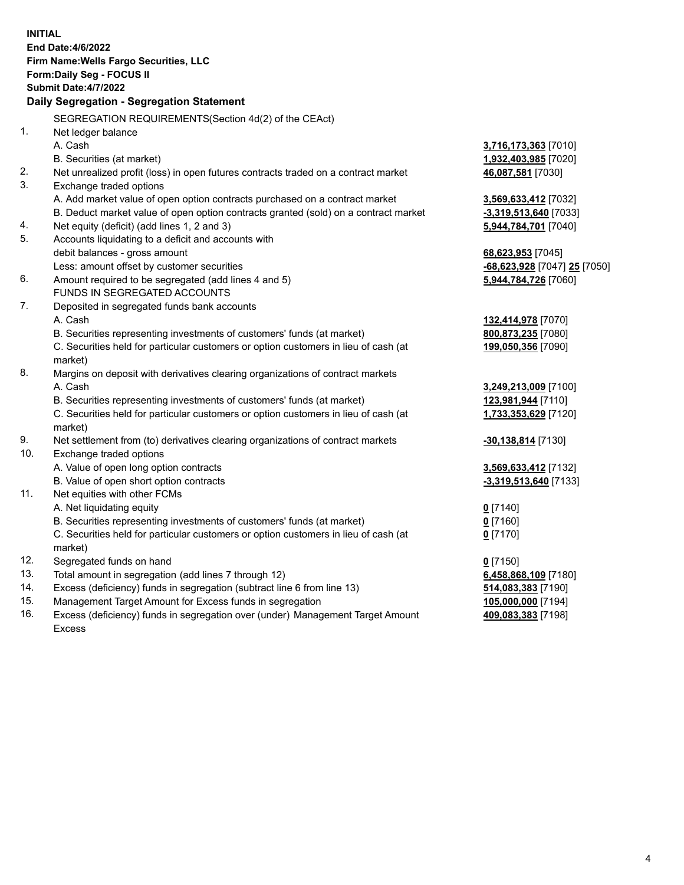**INITIAL**
**End Date:4/6/2022**
**Firm Name:Wells Fargo Securities, LLC**
**Form:Daily Seg - FOCUS II**
**Submit Date:4/7/2022**

**Daily Segregation - Segregation Statement**

SEGREGATION REQUIREMENTS(Section 4d(2) of the CEAct)

| | | |
|---|---|---|
| 1. | Net ledger balance | |
| | A. Cash | **3,716,173,363** [7010] |
| | B. Securities (at market) | **1,932,403,985** [7020] |
| 2. | Net unrealized profit (loss) in open futures contracts traded on a contract market | **46,087,581** [7030] |
| 3. | Exchange traded options | |
| | A. Add market value of open option contracts purchased on a contract market | **3,569,633,412** [7032] |
| | B. Deduct market value of open option contracts granted (sold) on a contract market | **-3,319,513,640** [7033] |
| 4. | Net equity (deficit) (add lines 1, 2 and 3) | **5,944,784,701** [7040] |
| 5. | Accounts liquidating to a deficit and accounts with debit balances - gross amount | **68,623,953** [7045] |
| | Less: amount offset by customer securities | **-68,623,928** [7047] **25** [7050] |
| 6. | Amount required to be segregated (add lines 4 and 5) | **5,944,784,726** [7060] |
| | FUNDS IN SEGREGATED ACCOUNTS | |
| 7. | Deposited in segregated funds bank accounts | |
| | A. Cash | **132,414,978** [7070] |
| | B. Securities representing investments of customers' funds (at market) | **800,873,235** [7080] |
| | C. Securities held for particular customers or option customers in lieu of cash (at market) | **199,050,356** [7090] |
| 8. | Margins on deposit with derivatives clearing organizations of contract markets | |
| | A. Cash | **3,249,213,009** [7100] |
| | B. Securities representing investments of customers' funds (at market) | **123,981,944** [7110] |
| | C. Securities held for particular customers or option customers in lieu of cash (at market) | **1,733,353,629** [7120] |
| 9. | Net settlement from (to) derivatives clearing organizations of contract markets | **-30,138,814** [7130] |
| 10. | Exchange traded options | |
| | A. Value of open long option contracts | **3,569,633,412** [7132] |
| | B. Value of open short option contracts | **-3,319,513,640** [7133] |
| 11. | Net equities with other FCMs | |
| | A. Net liquidating equity | **0** [7140] |
| | B. Securities representing investments of customers' funds (at market) | **0** [7160] |
| | C. Securities held for particular customers or option customers in lieu of cash (at market) | **0** [7170] |
| 12. | Segregated funds on hand | **0** [7150] |
| 13. | Total amount in segregation (add lines 7 through 12) | **6,458,868,109** [7180] |
| 14. | Excess (deficiency) funds in segregation (subtract line 6 from line 13) | **514,083,383** [7190] |
| 15. | Management Target Amount for Excess funds in segregation | **105,000,000** [7194] |
| 16. | Excess (deficiency) funds in segregation over (under) Management Target Amount Excess | **409,083,383** [7198] |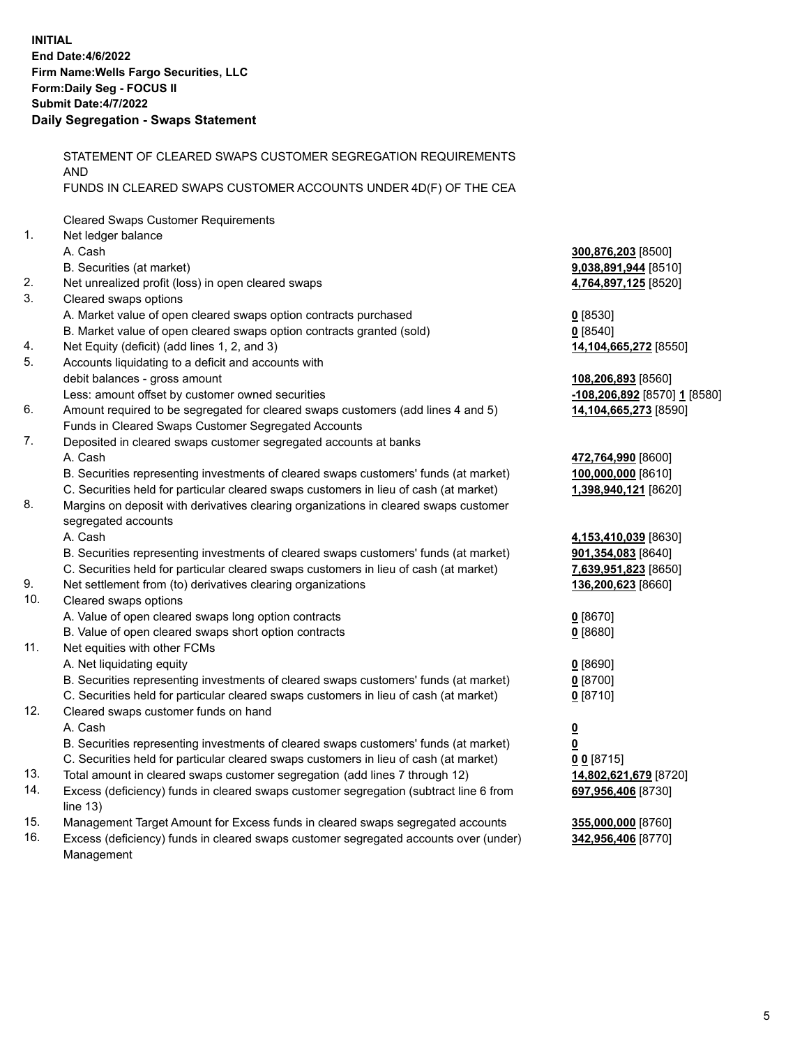**INITIAL**
**End Date:4/6/2022**
**Firm Name:Wells Fargo Securities, LLC**
**Form:Daily Seg - FOCUS II**
**Submit Date:4/7/2022**
**Daily Segregation - Swaps Statement**

STATEMENT OF CLEARED SWAPS CUSTOMER SEGREGATION REQUIREMENTS AND FUNDS IN CLEARED SWAPS CUSTOMER ACCOUNTS UNDER 4D(F) OF THE CEA

| | | |
|---|---|---|
| | Cleared Swaps Customer Requirements | |
| 1. | Net ledger balance | |
| | A. Cash | **300,876,203** [8500] |
| | B. Securities (at market) | **9,038,891,944** [8510] |
| 2. | Net unrealized profit (loss) in open cleared swaps | **4,764,897,125** [8520] |
| 3. | Cleared swaps options | |
| | A. Market value of open cleared swaps option contracts purchased | **0** [8530] |
| | B. Market value of open cleared swaps option contracts granted (sold) | **0** [8540] |
| 4. | Net Equity (deficit) (add lines 1, 2, and 3) | **14,104,665,272** [8550] |
| 5. | Accounts liquidating to a deficit and accounts with debit balances - gross amount | **108,206,893** [8560] |
| | Less: amount offset by customer owned securities | **-108,206,892** [8570] **1** [8580] |
| 6. | Amount required to be segregated for cleared swaps customers (add lines 4 and 5) | **14,104,665,273** [8590] |
| | Funds in Cleared Swaps Customer Segregated Accounts | |
| 7. | Deposited in cleared swaps customer segregated accounts at banks | |
| | A. Cash | **472,764,990** [8600] |
| | B. Securities representing investments of cleared swaps customers' funds (at market) | **100,000,000** [8610] |
| | C. Securities held for particular cleared swaps customers in lieu of cash (at market) | **1,398,940,121** [8620] |
| 8. | Margins on deposit with derivatives clearing organizations in cleared swaps customer segregated accounts | |
| | A. Cash | **4,153,410,039** [8630] |
| | B. Securities representing investments of cleared swaps customers' funds (at market) | **901,354,083** [8640] |
| | C. Securities held for particular cleared swaps customers in lieu of cash (at market) | **7,639,951,823** [8650] |
| 9. | Net settlement from (to) derivatives clearing organizations | **136,200,623** [8660] |
| 10. | Cleared swaps options | |
| | A. Value of open cleared swaps long option contracts | **0** [8670] |
| | B. Value of open cleared swaps short option contracts | **0** [8680] |
| 11. | Net equities with other FCMs | |
| | A. Net liquidating equity | **0** [8690] |
| | B. Securities representing investments of cleared swaps customers' funds (at market) | **0** [8700] |
| | C. Securities held for particular cleared swaps customers in lieu of cash (at market) | **0** [8710] |
| 12. | Cleared swaps customer funds on hand | |
| | A. Cash | **0** |
| | B. Securities representing investments of cleared swaps customers' funds (at market) | **0** |
| | C. Securities held for particular cleared swaps customers in lieu of cash (at market) | **0** **0** [8715] |
| 13. | Total amount in cleared swaps customer segregation (add lines 7 through 12) | **14,802,621,679** [8720] |
| 14. | Excess (deficiency) funds in cleared swaps customer segregation (subtract line 6 from line 13) | **697,956,406** [8730] |
| 15. | Management Target Amount for Excess funds in cleared swaps segregated accounts | **355,000,000** [8760] |
| 16. | Excess (deficiency) funds in cleared swaps customer segregated accounts over (under) Management | **342,956,406** [8770] |